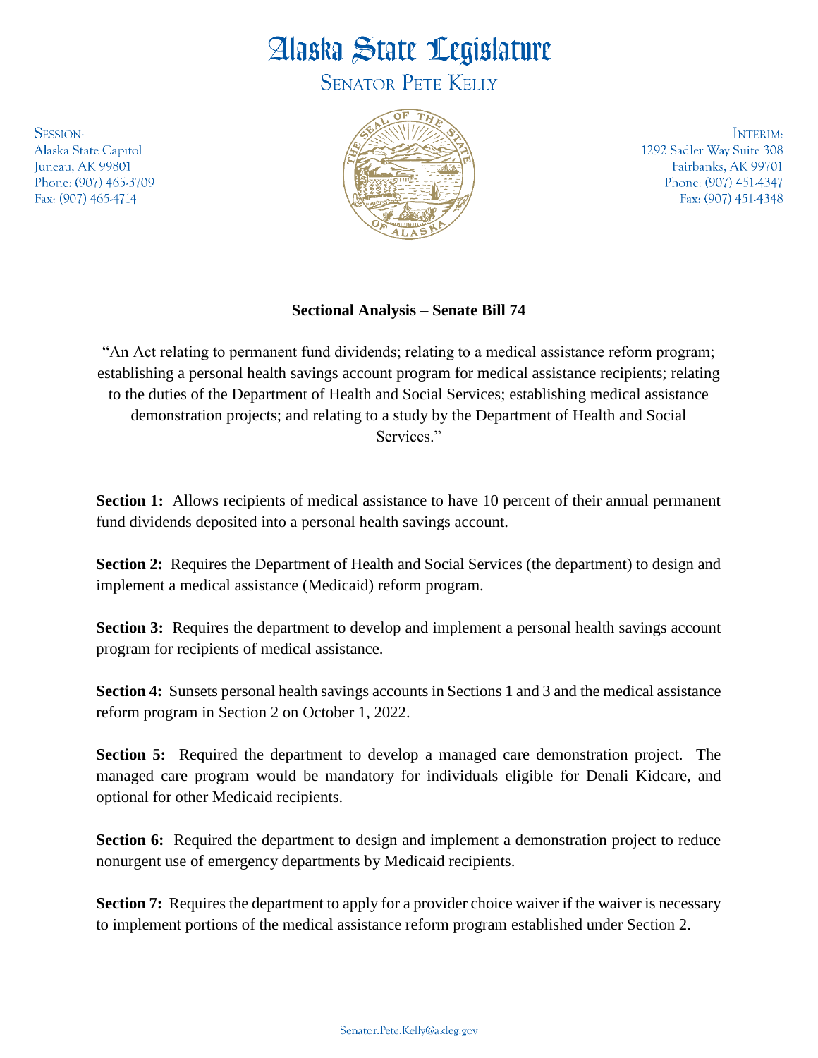# Alaska State Legislature

## Senator Pete Kelly

Session:
Alaska State Capitol
Juneau, AK 99801
Phone: (907) 465-3709
Fax: (907) 465-4714

Interim:
1292 Sadler Way Suite 308
Fairbanks, AK 99701
Phone: (907) 451-4347
Fax: (907) 451-4348

**Sectional Analysis – Senate Bill 74**

"An Act relating to permanent fund dividends; relating to a medical assistance reform program; establishing a personal health savings account program for medical assistance recipients; relating to the duties of the Department of Health and Social Services; establishing medical assistance demonstration projects; and relating to a study by the Department of Health and Social Services."

**Section 1:** Allows recipients of medical assistance to have 10 percent of their annual permanent fund dividends deposited into a personal health savings account.

**Section 2:** Requires the Department of Health and Social Services (the department) to design and implement a medical assistance (Medicaid) reform program.

**Section 3:** Requires the department to develop and implement a personal health savings account program for recipients of medical assistance.

**Section 4:** Sunsets personal health savings accounts in Sections 1 and 3 and the medical assistance reform program in Section 2 on October 1, 2022.

**Section 5:** Required the department to develop a managed care demonstration project. The managed care program would be mandatory for individuals eligible for Denali Kidcare, and optional for other Medicaid recipients.

**Section 6:** Required the department to design and implement a demonstration project to reduce nonurgent use of emergency departments by Medicaid recipients.

**Section 7:** Requires the department to apply for a provider choice waiver if the waiver is necessary to implement portions of the medical assistance reform program established under Section 2.

Senator.Pete.Kelly@akleg.gov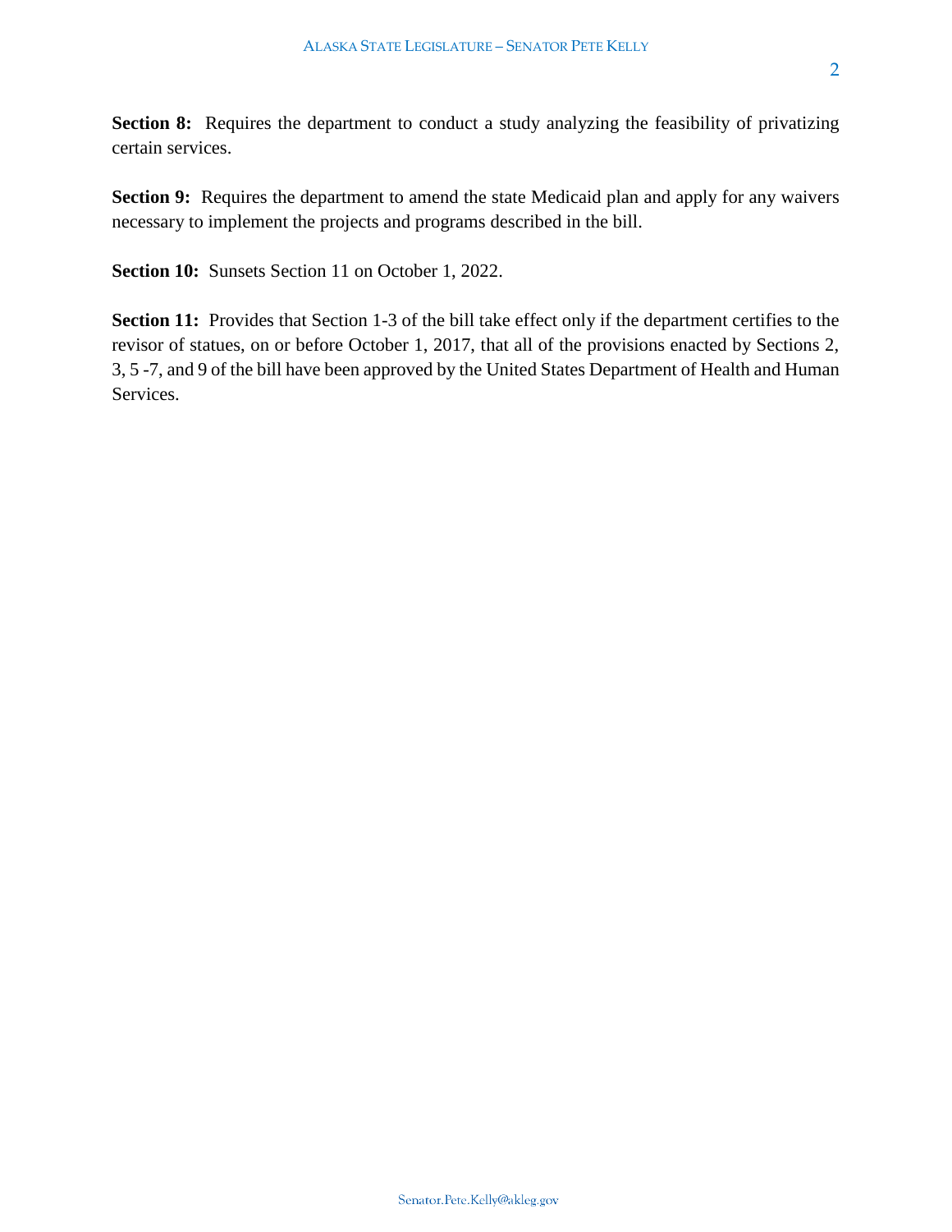**Section 8:** Requires the department to conduct a study analyzing the feasibility of privatizing certain services.

**Section 9:** Requires the department to amend the state Medicaid plan and apply for any waivers necessary to implement the projects and programs described in the bill.

**Section 10:** Sunsets Section 11 on October 1, 2022.

**Section 11:** Provides that Section 1-3 of the bill take effect only if the department certifies to the revisor of statues, on or before October 1, 2017, that all of the provisions enacted by Sections 2, 3, 5 -7, and 9 of the bill have been approved by the United States Department of Health and Human Services.